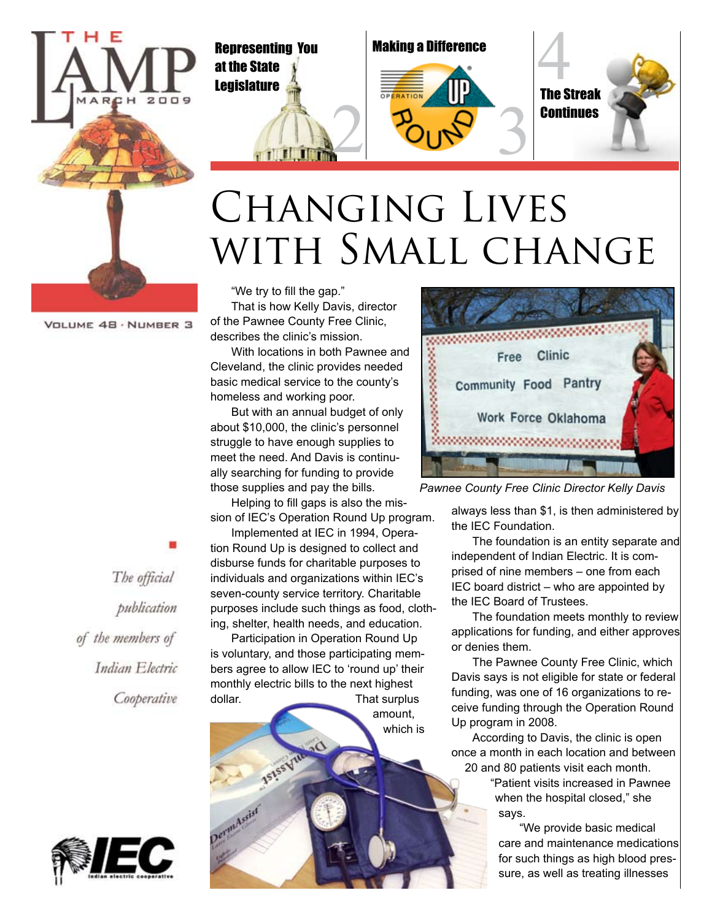# THE LAMP

MARCH 2009

VOLUME 48 · NUMBER 3

Representing You at the State Legislature 2

Making a Difference 3

The Streak Continues 4

# Changing Lives with Small Change

"We try to fill the gap."

That is how Kelly Davis, director of the Pawnee County Free Clinic, describes the clinic's mission.

With locations in both Pawnee and Cleveland, the clinic provides needed basic medical service to the county's homeless and working poor.

But with an annual budget of only about $10,000, the clinic's personnel struggle to have enough supplies to meet the need. And Davis is continually searching for funding to provide those supplies and pay the bills.

Helping to fill gaps is also the mission of IEC's Operation Round Up program.

Implemented at IEC in 1994, Operation Round Up is designed to collect and disburse funds for charitable purposes to individuals and organizations within IEC's seven-county service territory. Charitable purposes include such things as food, clothing, shelter, health needs, and education.

Participation in Operation Round Up is voluntary, and those participating members agree to allow IEC to 'round up' their monthly electric bills to the next highest dollar. That surplus amount, which is always less than $1, is then administered by the IEC Foundation.

*Pawnee County Free Clinic Director Kelly Davis*

The foundation is an entity separate and independent of Indian Electric. It is comprised of nine members – one from each IEC board district – who are appointed by the IEC Board of Trustees.

The foundation meets monthly to review applications for funding, and either approves or denies them.

The Pawnee County Free Clinic, which Davis says is not eligible for state or federal funding, was one of 16 organizations to receive funding through the Operation Round Up program in 2008.

According to Davis, the clinic is open once a month in each location and between 20 and 80 patients visit each month.

"Patient visits increased in Pawnee when the hospital closed," she says.

"We provide basic medical care and maintenance medications for such things as high blood pressure, as well as treating illnesses

*The official publication of the members of Indian Electric Cooperative*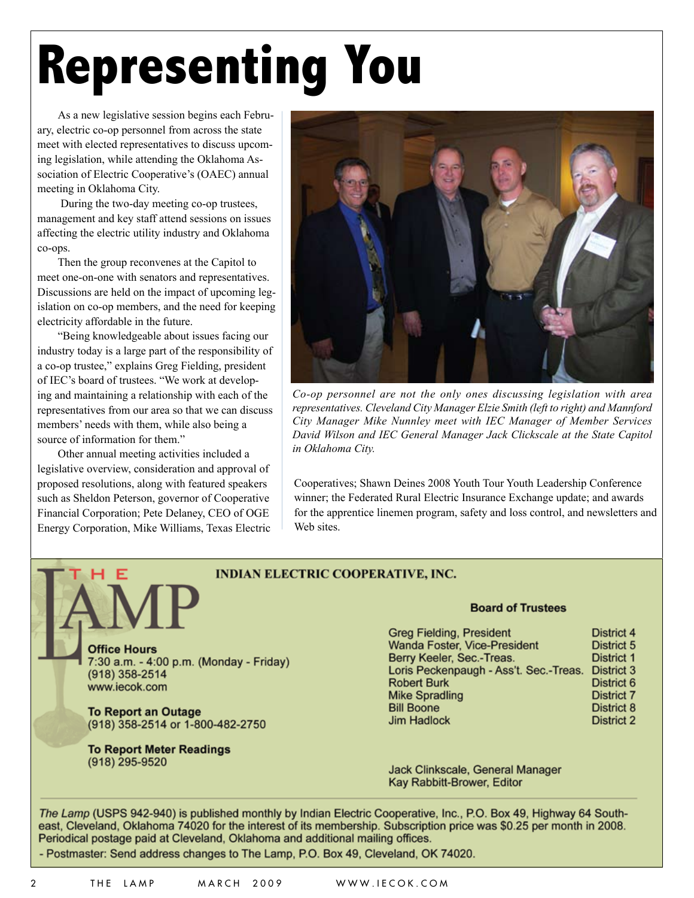# Representing You

As a new legislative session begins each February, electric co-op personnel from across the state meet with elected representatives to discuss upcoming legislation, while attending the Oklahoma Association of Electric Cooperative's (OAEC) annual meeting in Oklahoma City.

During the two-day meeting co-op trustees, management and key staff attend sessions on issues affecting the electric utility industry and Oklahoma co-ops.

Then the group reconvenes at the Capitol to meet one-on-one with senators and representatives. Discussions are held on the impact of upcoming legislation on co-op members, and the need for keeping electricity affordable in the future.

"Being knowledgeable about issues facing our industry today is a large part of the responsibility of a co-op trustee," explains Greg Fielding, president of IEC's board of trustees. "We work at developing and maintaining a relationship with each of the representatives from our area so that we can discuss members' needs with them, while also being a source of information for them."

Other annual meeting activities included a legislative overview, consideration and approval of proposed resolutions, along with featured speakers such as Sheldon Peterson, governor of Cooperative Financial Corporation; Pete Delaney, CEO of OGE Energy Corporation, Mike Williams, Texas Electric Cooperatives; Shawn Deines 2008 Youth Tour Youth Leadership Conference winner; the Federated Rural Electric Insurance Exchange update; and awards for the apprentice linemen program, safety and loss control, and newsletters and Web sites.

*Co-op personnel are not the only ones discussing legislation with area representatives. Cleveland City Manager Elzie Smith (left to right) and Mannford City Manager Mike Nunnley meet with IEC Manager of Member Services David Wilson and IEC General Manager Jack Clickscale at the State Capitol in Oklahoma City.*

## THE LAMP

**INDIAN ELECTRIC COOPERATIVE, INC.**

**Office Hours**
7:30 a.m. - 4:00 p.m. (Monday - Friday)
(918) 358-2514
www.iecok.com

**To Report an Outage**
(918) 358-2514 or 1-800-482-2750

**To Report Meter Readings**
(918) 295-9520

**Board of Trustees**

| | |
|---|---|
| Greg Fielding, President | District 4 |
| Wanda Foster, Vice-President | District 5 |
| Berry Keeler, Sec.-Treas. | District 1 |
| Loris Peckenpaugh - Ass't. Sec.-Treas. | District 3 |
| Robert Burk | District 6 |
| Mike Spradling | District 7 |
| Bill Boone | District 8 |
| Jim Hadlock | District 2 |

Jack Clinkscale, General Manager
Kay Rabbitt-Brower, Editor

*The Lamp* (USPS 942-940) is published monthly by Indian Electric Cooperative, Inc., P.O. Box 49, Highway 64 Southeast, Cleveland, Oklahoma 74020 for the interest of its membership. Subscription price was $0.25 per month in 2008. Periodical postage paid at Cleveland, Oklahoma and additional mailing offices.

- Postmaster: Send address changes to The Lamp, P.O. Box 49, Cleveland, OK 74020.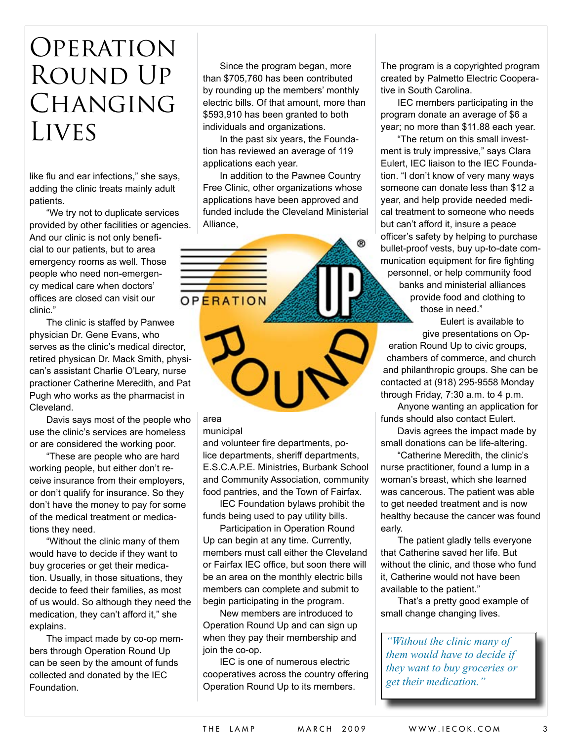# Operation Round Up Changing Lives

like flu and ear infections," she says, adding the clinic treats mainly adult patients.

"We try not to duplicate services provided by other facilities or agencies. And our clinic is not only beneficial to our patients, but to area emergency rooms as well. Those people who need non-emergency medical care when doctors' offices are closed can visit our clinic."

The clinic is staffed by Panwee physician Dr. Gene Evans, who serves as the clinic's medical director, retired physican Dr. Mack Smith, physican's assistant Charlie O'Leary, nurse practioner Catherine Meredith, and Pat Pugh who works as the pharmacist in Cleveland.

Davis says most of the people who use the clinic's services are homeless or are considered the working poor.

"These are people who are hard working people, but either don't receive insurance from their employers, or don't qualify for insurance. So they don't have the money to pay for some of the medical treatment or medications they need.

"Without the clinic many of them would have to decide if they want to buy groceries or get their medication. Usually, in those situations, they decide to feed their families, as most of us would. So although they need the medication, they can't afford it," she explains.

The impact made by co-op members through Operation Round Up can be seen by the amount of funds collected and donated by the IEC Foundation.

Since the program began, more than $705,760 has been contributed by rounding up the members' monthly electric bills. Of that amount, more than $593,910 has been granted to both individuals and organizations.

In the past six years, the Foundation has reviewed an average of 119 applications each year.

In addition to the Pawnee Country Free Clinic, other organizations whose applications have been approved and funded include the Cleveland Ministerial Alliance, area municipal and volunteer fire departments, police departments, sheriff departments, E.S.C.A.P.E. Ministries, Burbank School and Community Association, community food pantries, and the Town of Fairfax.

IEC Foundation bylaws prohibit the funds being used to pay utility bills.

Participation in Operation Round Up can begin at any time. Currently, members must call either the Cleveland or Fairfax IEC office, but soon there will be an area on the monthly electric bills members can complete and submit to begin participating in the program.

New members are introduced to Operation Round Up and can sign up when they pay their membership and join the co-op.

IEC is one of numerous electric cooperatives across the country offering Operation Round Up to its members. The program is a copyrighted program created by Palmetto Electric Cooperative in South Carolina.

IEC members participating in the program donate an average of $6 a year; no more than $11.88 each year.

"The return on this small investment is truly impressive," says Clara Eulert, IEC liaison to the IEC Foundation. "I don't know of very many ways someone can donate less than $12 a year, and help provide needed medical treatment to someone who needs but can't afford it, insure a peace officer's safety by helping to purchase bullet-proof vests, buy up-to-date communication equipment for fire fighting personnel, or help community food banks and ministerial alliances provide food and clothing to those in need."

Eulert is available to give presentations on Operation Round Up to civic groups, chambers of commerce, and church and philanthropic groups. She can be contacted at (918) 295-9558 Monday through Friday, 7:30 a.m. to 4 p.m.

Anyone wanting an application for funds should also contact Eulert.

Davis agrees the impact made by small donations can be life-altering.

"Catherine Meredith, the clinic's nurse practitioner, found a lump in a woman's breast, which she learned was cancerous. The patient was able to get needed treatment and is now healthy because the cancer was found early.

The patient gladly tells everyone that Catherine saved her life. But without the clinic, and those who fund it, Catherine would not have been available to the patient."

That's a pretty good example of small change changing lives.

> *"Without the clinic many of them would have to decide if they want to buy groceries or get their medication."*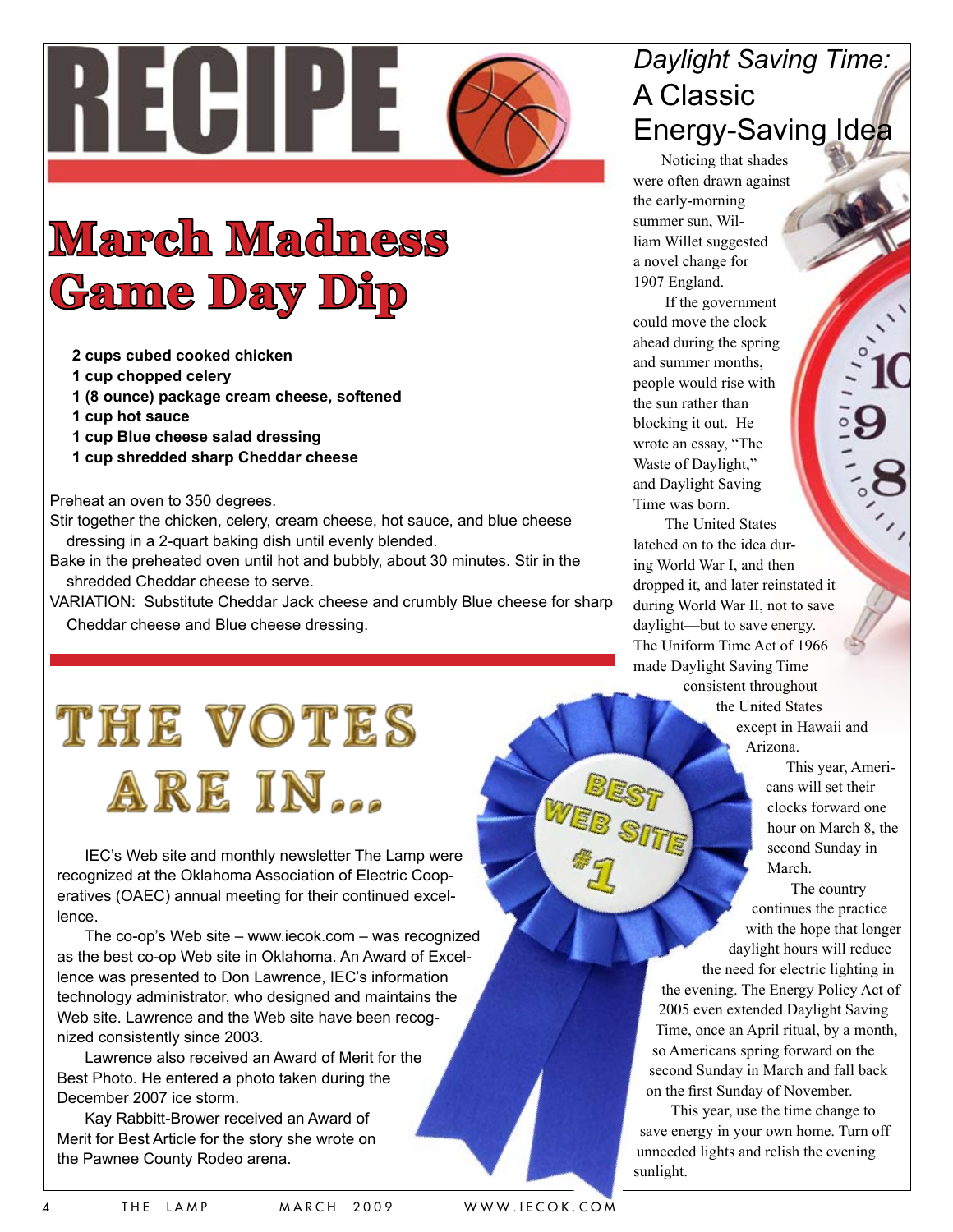# RECIPE

## March Madness Game Day Dip

- **2 cups cubed cooked chicken**
- **1 cup chopped celery**
- **1 (8 ounce) package cream cheese, softened**
- **1 cup hot sauce**
- **1 cup Blue cheese salad dressing**
- **1 cup shredded sharp Cheddar cheese**

Preheat an oven to 350 degrees.

Stir together the chicken, celery, cream cheese, hot sauce, and blue cheese dressing in a 2-quart baking dish until evenly blended.

Bake in the preheated oven until hot and bubbly, about 30 minutes. Stir in the shredded Cheddar cheese to serve.

VARIATION: Substitute Cheddar Jack cheese and crumbly Blue cheese for sharp Cheddar cheese and Blue cheese dressing.

# THE VOTES ARE IN...

BEST WEB SITE #1

IEC's Web site and monthly newsletter The Lamp were recognized at the Oklahoma Association of Electric Cooperatives (OAEC) annual meeting for their continued excellence.

The co-op's Web site – www.iecok.com – was recognized as the best co-op Web site in Oklahoma. An Award of Excellence was presented to Don Lawrence, IEC's information technology administrator, who designed and maintains the Web site. Lawrence and the Web site have been recognized consistently since 2003.

Lawrence also received an Award of Merit for the Best Photo. He entered a photo taken during the December 2007 ice storm.

Kay Rabbitt-Brower received an Award of Merit for Best Article for the story she wrote on the Pawnee County Rodeo arena.

# *Daylight Saving Time:* A Classic Energy-Saving Idea

Noticing that shades were often drawn against the early-morning summer sun, William Willet suggested a novel change for 1907 England.

If the government could move the clock ahead during the spring and summer months, people would rise with the sun rather than blocking it out. He wrote an essay, "The Waste of Daylight," and Daylight Saving Time was born.

The United States latched on to the idea during World War I, and then dropped it, and later reinstated it during World War II, not to save daylight—but to save energy. The Uniform Time Act of 1966 made Daylight Saving Time consistent throughout the United States except in Hawaii and Arizona.

This year, Americans will set their clocks forward one hour on March 8, the second Sunday in March.

The country continues the practice with the hope that longer daylight hours will reduce the need for electric lighting in the evening. The Energy Policy Act of 2005 even extended Daylight Saving Time, once an April ritual, by a month, so Americans spring forward on the second Sunday in March and fall back on the first Sunday of November.

This year, use the time change to save energy in your own home. Turn off unneeded lights and relish the evening sunlight.